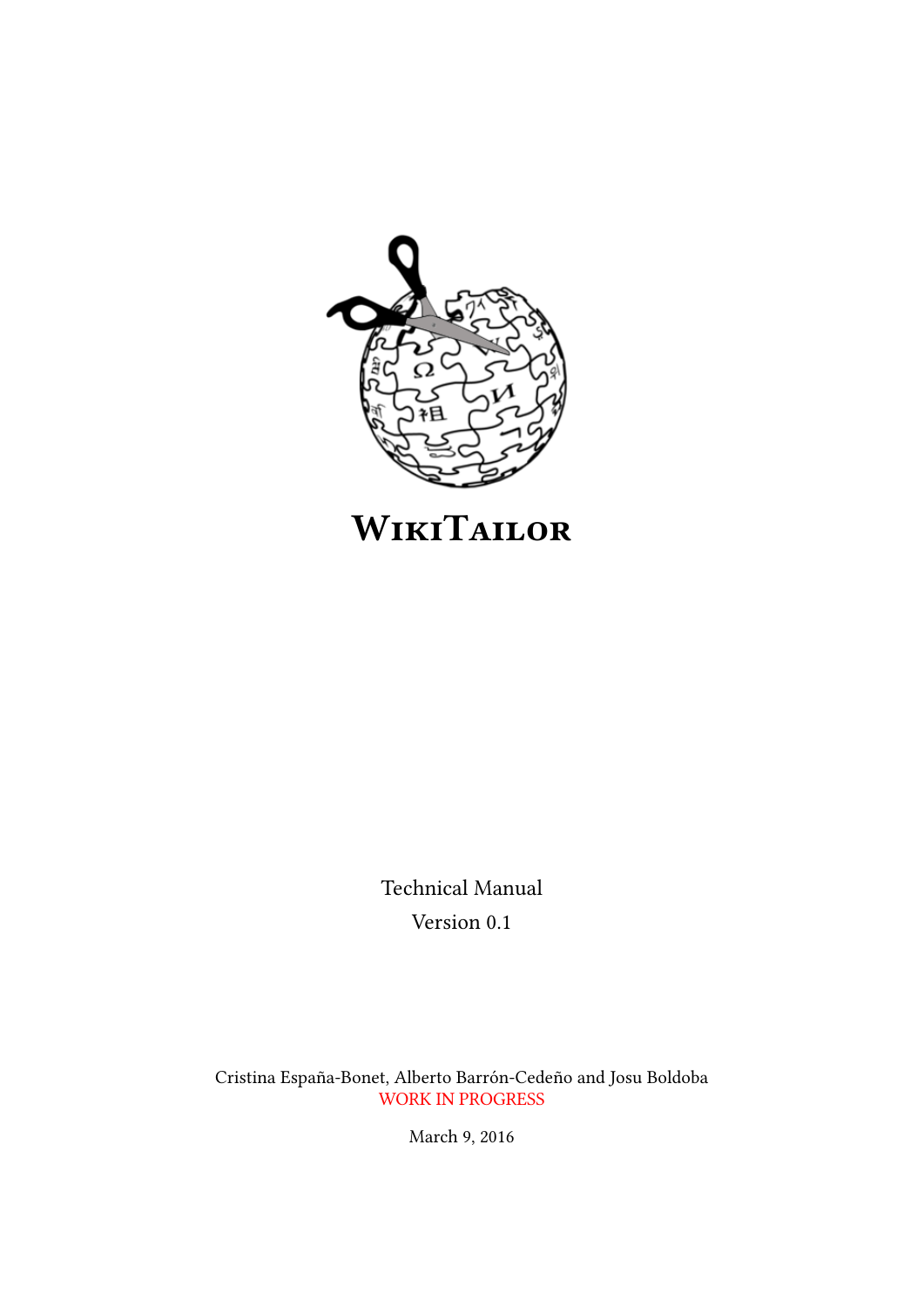# WikiTailor

Technical Manual

Version 0.1

Cristina España-Bonet, Alberto Barrón-Cedeño and Josu Boldoba

WORK IN PROGRESS

March 9, 2016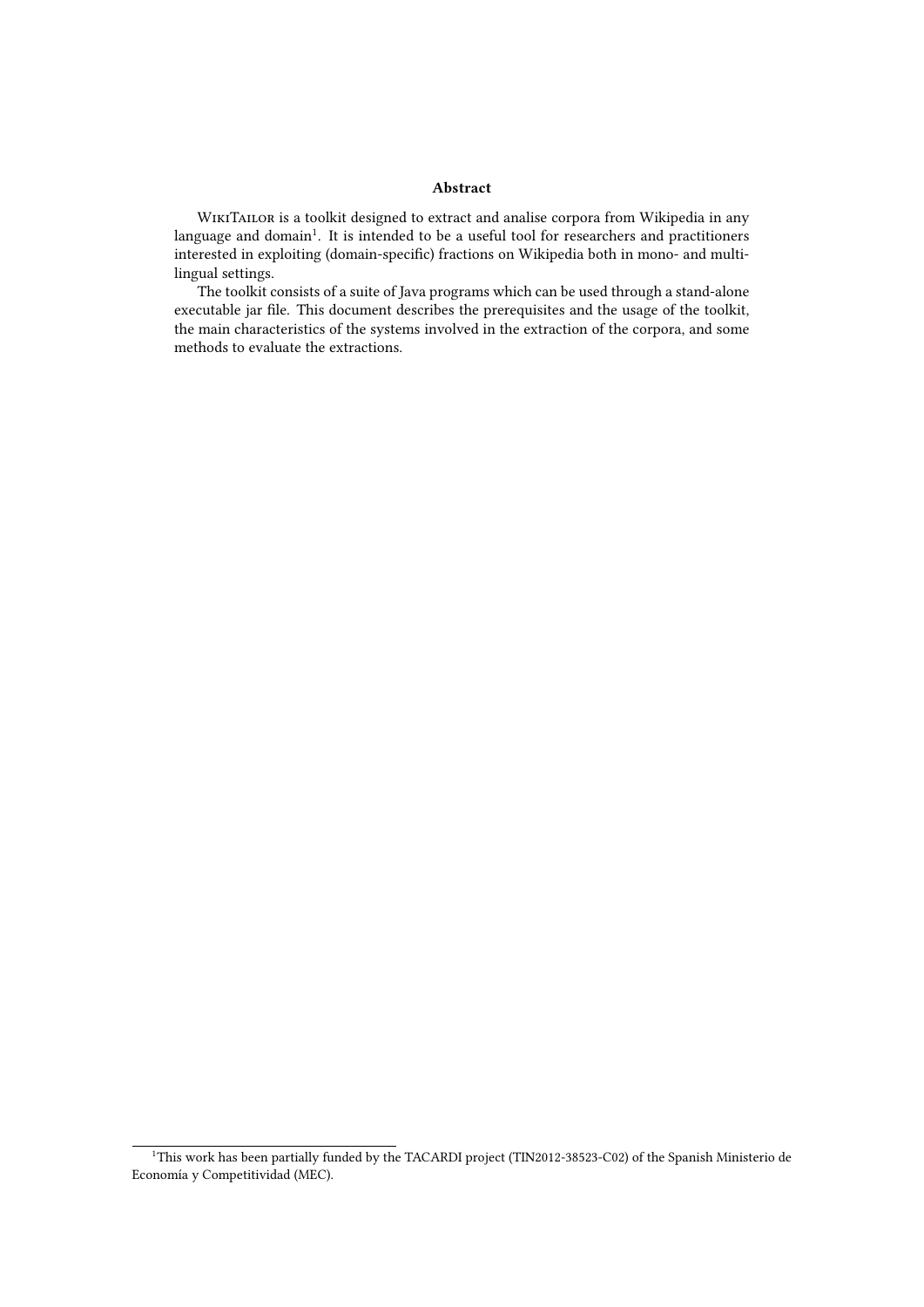## Abstract

WikiTailor is a toolkit designed to extract and analise corpora from Wikipedia in any language and domain[1]. It is intended to be a useful tool for researchers and practitioners interested in exploiting (domain-specific) fractions on Wikipedia both in mono- and multilingual settings.

The toolkit consists of a suite of Java programs which can be used through a stand-alone executable jar file. This document describes the prerequisites and the usage of the toolkit, the main characteristics of the systems involved in the extraction of the corpora, and some methods to evaluate the extractions.

---

[1]This work has been partially funded by the TACARDI project (TIN2012-38523-C02) of the Spanish Ministerio de Economía y Competitividad (MEC).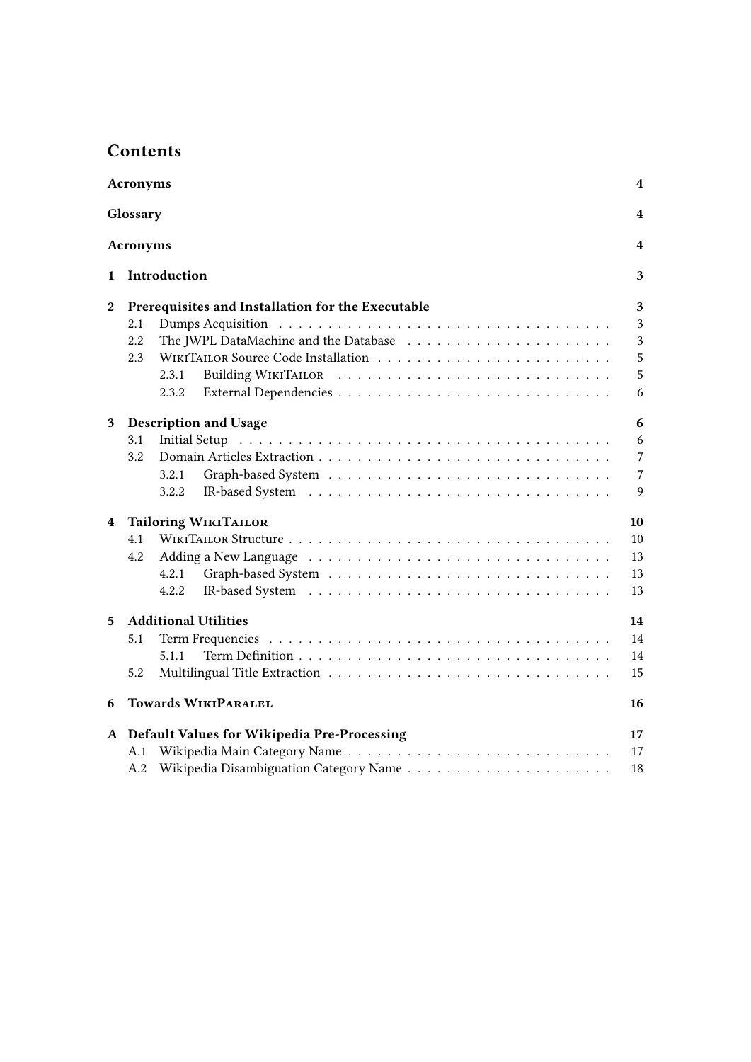# Contents

**Acronyms** **4**

**Glossary** **4**

**Acronyms** **4**

**1 Introduction** **3**

**2 Prerequisites and Installation for the Executable** **3**

- 2.1 Dumps Acquisition 3
- 2.2 The JWPL DataMachine and the Database 3
- 2.3 WikiTailor Source Code Installation 5
  - 2.3.1 Building WikiTailor 5
  - 2.3.2 External Dependencies 6

**3 Description and Usage** **6**

- 3.1 Initial Setup 6
- 3.2 Domain Articles Extraction 7
  - 3.2.1 Graph-based System 7
  - 3.2.2 IR-based System 9

**4 Tailoring WikiTailor** **10**

- 4.1 WikiTailor Structure 10
- 4.2 Adding a New Language 13
  - 4.2.1 Graph-based System 13
  - 4.2.2 IR-based System 13

**5 Additional Utilities** **14**

- 5.1 Term Frequencies 14
  - 5.1.1 Term Definition 14
- 5.2 Multilingual Title Extraction 15

**6 Towards WikiParalel** **16**

**A Default Values for Wikipedia Pre-Processing** **17**

- A.1 Wikipedia Main Category Name 17
- A.2 Wikipedia Disambiguation Category Name 18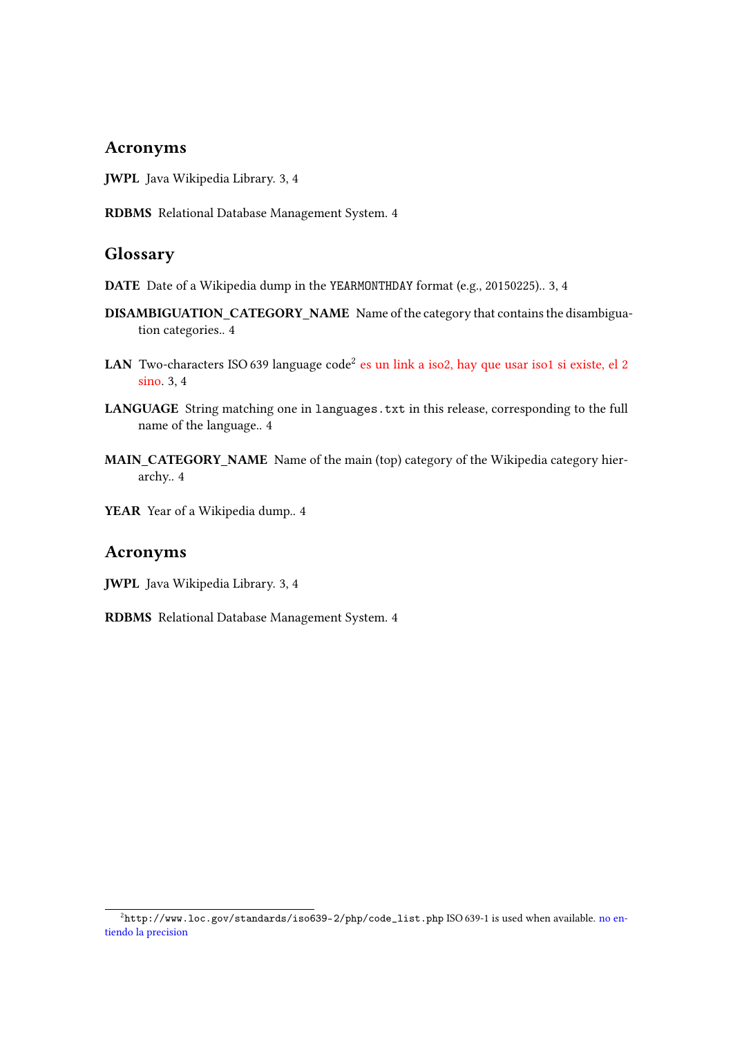## Acronyms

**JWPL** Java Wikipedia Library. 3, 4

**RDBMS** Relational Database Management System. 4

## Glossary

**DATE** Date of a Wikipedia dump in the `YEARMONTHDAY` format (e.g., 20150225).. 3, 4

**DISAMBIGUATION_CATEGORY_NAME** Name of the category that contains the disambiguation categories.. 4

**LAN** Two-characters ISO 639 language code[2] es un link a iso2, hay que usar iso1 si existe, el 2 sino. 3, 4

**LANGUAGE** String matching one in `languages.txt` in this release, corresponding to the full name of the language.. 4

**MAIN_CATEGORY_NAME** Name of the main (top) category of the Wikipedia category hierarchy.. 4

**YEAR** Year of a Wikipedia dump.. 4

## Acronyms

**JWPL** Java Wikipedia Library. 3, 4

**RDBMS** Relational Database Management System. 4

---

[2] `http://www.loc.gov/standards/iso639-2/php/code_list.php` ISO 639-1 is used when available. no entiendo la precision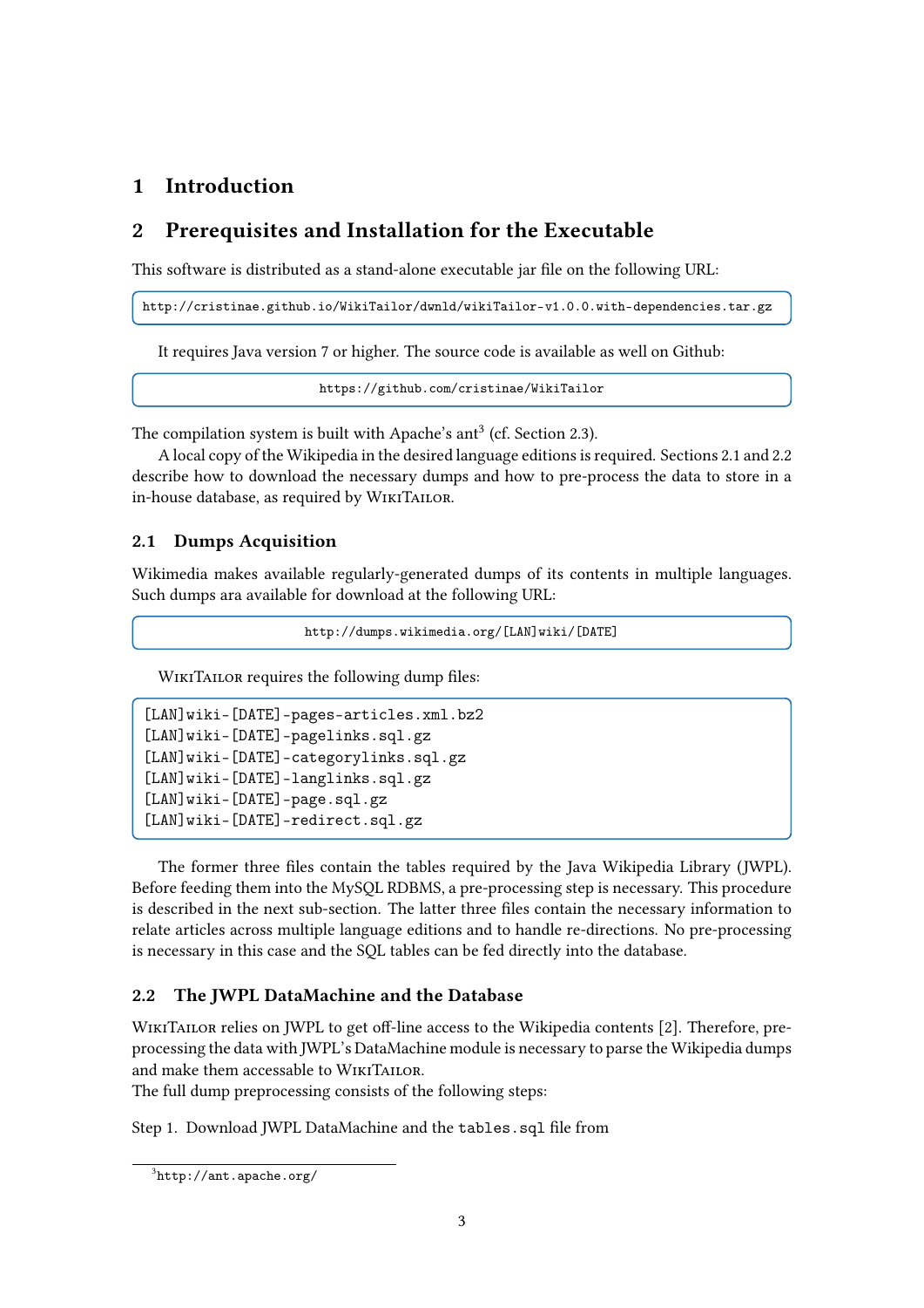# 1 Introduction

# 2 Prerequisites and Installation for the Executable

This software is distributed as a stand-alone executable jar file on the following URL:

```
http://cristinae.github.io/WikiTailor/dwnld/wikiTailor-v1.0.0.with-dependencies.tar.gz
```

It requires Java version 7 or higher. The source code is available as well on Github:

```
https://github.com/cristinae/WikiTailor
```

The compilation system is built with Apache's ant[3] (cf. Section 2.3).

A local copy of the Wikipedia in the desired language editions is required. Sections 2.1 and 2.2 describe how to download the necessary dumps and how to pre-process the data to store in a in-house database, as required by WikiTailor.

## 2.1 Dumps Acquisition

Wikimedia makes available regularly-generated dumps of its contents in multiple languages. Such dumps ara available for download at the following URL:

```
http://dumps.wikimedia.org/[LAN]wiki/[DATE]
```

WikiTailor requires the following dump files:

```
[LAN]wiki-[DATE]-pages-articles.xml.bz2
[LAN]wiki-[DATE]-pagelinks.sql.gz
[LAN]wiki-[DATE]-categorylinks.sql.gz
[LAN]wiki-[DATE]-langlinks.sql.gz
[LAN]wiki-[DATE]-page.sql.gz
[LAN]wiki-[DATE]-redirect.sql.gz
```

The former three files contain the tables required by the Java Wikipedia Library (JWPL). Before feeding them into the MySQL RDBMS, a pre-processing step is necessary. This procedure is described in the next sub-section. The latter three files contain the necessary information to relate articles across multiple language editions and to handle re-directions. No pre-processing is necessary in this case and the SQL tables can be fed directly into the database.

## 2.2 The JWPL DataMachine and the Database

WikiTailor relies on JWPL to get off-line access to the Wikipedia contents [2]. Therefore, pre-processing the data with JWPL's DataMachine module is necessary to parse the Wikipedia dumps and make them accessable to WikiTailor.

The full dump preprocessing consists of the following steps:

Step 1. Download JWPL DataMachine and the `tables.sql` file from

[3] `http://ant.apache.org/`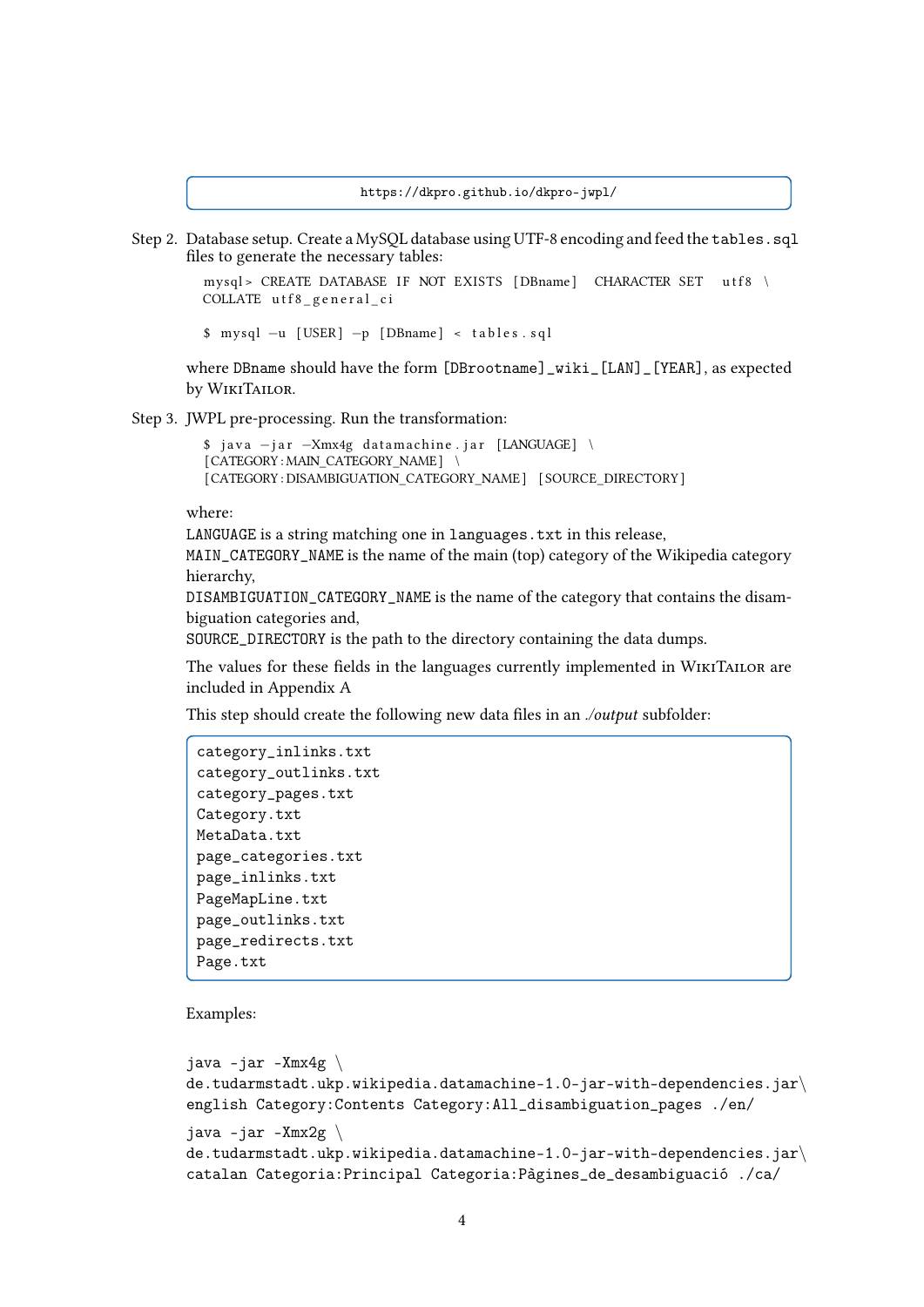```
https://dkpro.github.io/dkpro-jwpl/
```

Step 2. Database setup. Create a MySQL database using UTF-8 encoding and feed the `tables.sql` files to generate the necessary tables:

```
mysql> CREATE DATABASE IF NOT EXISTS [DBname] CHARACTER SET utf8 \
COLLATE utf8_general_ci

$ mysql -u [USER] -p [DBname] < tables.sql
```

where `DBname` should have the form `[DBrootname]_wiki_[LAN]_[YEAR]`, as expected by WikiTailor.

Step 3. JWPL pre-processing. Run the transformation:

```
$ java -jar -Xmx4g datamachine.jar [LANGUAGE] \
[CATEGORY:MAIN_CATEGORY_NAME] \
[CATEGORY:DISAMBIGUATION_CATEGORY_NAME] [SOURCE_DIRECTORY]
```

where:
`LANGUAGE` is a string matching one in `languages.txt` in this release,
`MAIN_CATEGORY_NAME` is the name of the main (top) category of the Wikipedia category hierarchy,
`DISAMBIGUATION_CATEGORY_NAME` is the name of the category that contains the disambiguation categories and,
`SOURCE_DIRECTORY` is the path to the directory containing the data dumps.

The values for these fields in the languages currently implemented in WikiTailor are included in Appendix A

This step should create the following new data files in an *./output* subfolder:

```
category_inlinks.txt
category_outlinks.txt
category_pages.txt
Category.txt
MetaData.txt
page_categories.txt
page_inlinks.txt
PageMapLine.txt
page_outlinks.txt
page_redirects.txt
Page.txt
```

Examples:

```
java -jar -Xmx4g \
de.tudarmstadt.ukp.wikipedia.datamachine-1.0-jar-with-dependencies.jar\
english Category:Contents Category:All_disambiguation_pages ./en/
```

```
java -jar -Xmx2g \
de.tudarmstadt.ukp.wikipedia.datamachine-1.0-jar-with-dependencies.jar\
catalan Categoria:Principal Categoria:Pàgines_de_desambiguació ./ca/
```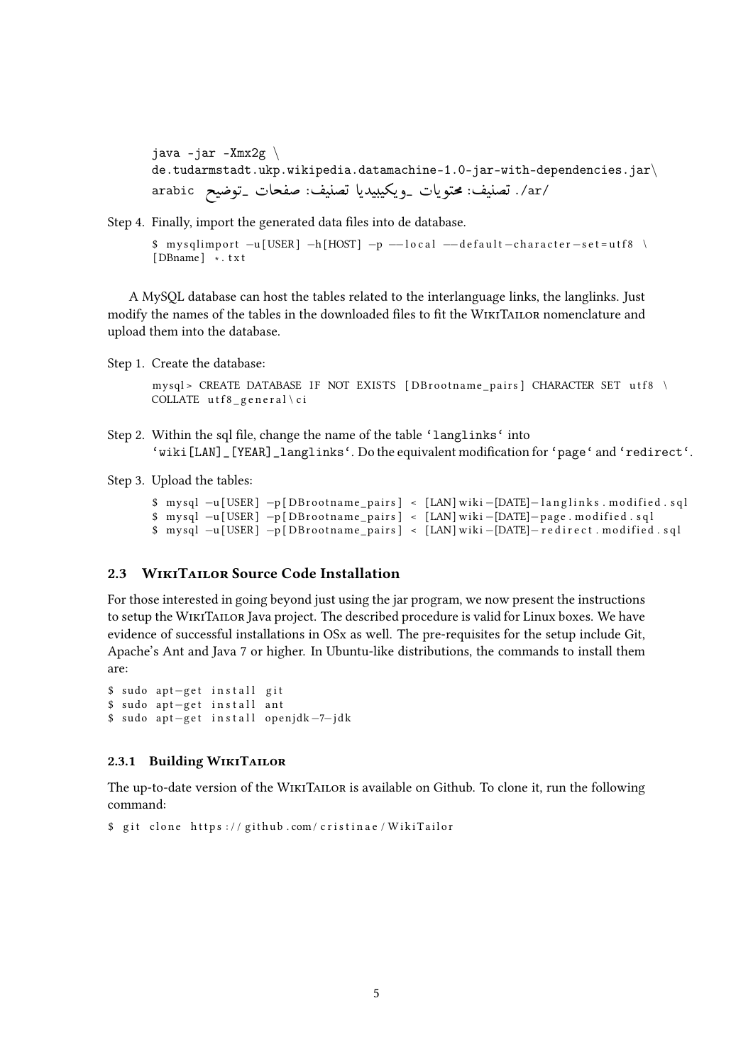```
java -jar -Xmx2g \
de.tudarmstadt.ukp.wikipedia.datamachine-1.0-jar-with-dependencies.jar\
./ar/ تصنيف: محتويات _ويكيبيديا تصنيف: صفحات _توضيح arabic
```

Step 4. Finally, import the generated data files into de database.

```
$ mysqlimport -u[USER] -h[HOST] -p --local --default-character-set=utf8 \
[DBname] *.txt
```

A MySQL database can host the tables related to the interlanguage links, the langlinks. Just modify the names of the tables in the downloaded files to fit the WikiTailor nomenclature and upload them into the database.

Step 1. Create the database:

```
mysql> CREATE DATABASE IF NOT EXISTS [DBrootname_pairs] CHARACTER SET utf8 \
COLLATE utf8_general\ci
```

Step 2. Within the sql file, change the name of the table 'langlinks' into 'wiki[LAN]_[YEAR]_langlinks'. Do the equivalent modification for 'page' and 'redirect'.

Step 3. Upload the tables:

```
$ mysql -u[USER] -p[DBrootname_pairs] < [LAN]wiki-[DATE]-langlinks.modified.sql
$ mysql -u[USER] -p[DBrootname_pairs] < [LAN]wiki-[DATE]-page.modified.sql
$ mysql -u[USER] -p[DBrootname_pairs] < [LAN]wiki-[DATE]-redirect.modified.sql
```

## 2.3 WikiTailor Source Code Installation

For those interested in going beyond just using the jar program, we now present the instructions to setup the WikiTailor Java project. The described procedure is valid for Linux boxes. We have evidence of successful installations in OSx as well. The pre-requisites for the setup include Git, Apache's Ant and Java 7 or higher. In Ubuntu-like distributions, the commands to install them are:

```
$ sudo apt-get install git
$ sudo apt-get install ant
$ sudo apt-get install openjdk-7-jdk
```

### 2.3.1 Building WikiTailor

The up-to-date version of the WikiTailor is available on Github. To clone it, run the following command:

```
$ git clone https://github.com/cristinae/WikiTailor
```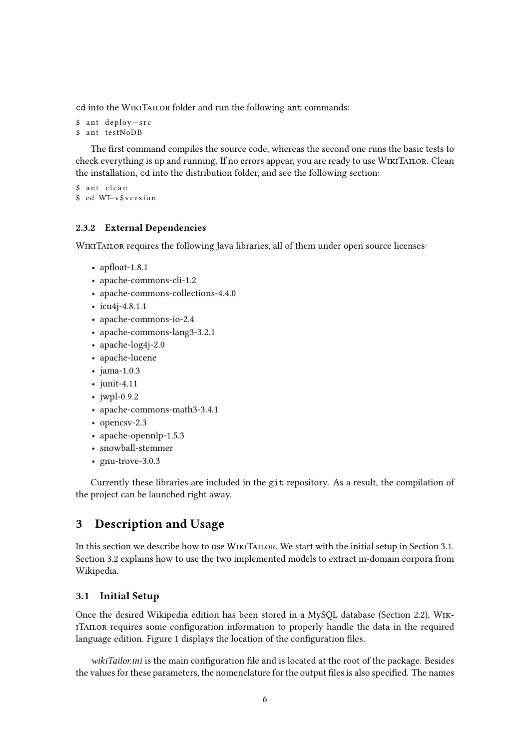`cd` into the WikiTailor folder and run the following `ant` commands:

```
$ ant deploy-src
$ ant testNoDB
```

The first command compiles the source code, whereas the second one runs the basic tests to check everything is up and running. If no errors appear, you are ready to use WikiTailor. Clean the installation, `cd` into the distribution folder, and see the following section:

```
$ ant clean
$ cd WT-v$version
```

### 2.3.2 External Dependencies

WikiTailor requires the following Java libraries, all of them under open source licenses:

- apfloat-1.8.1
- apache-commons-cli-1.2
- apache-commons-collections-4.4.0
- icu4j-4.8.1.1
- apache-commons-io-2.4
- apache-commons-lang3-3.2.1
- apache-log4j-2.0
- apache-lucene
- jama-1.0.3
- junit-4.11
- jwpl-0.9.2
- apache-commons-math3-3.4.1
- opencsv-2.3
- apache-opennlp-1.5.3
- snowball-stemmer
- gnu-trove-3.0.3

Currently these libraries are included in the `git` repository. As a result, the compilation of the project can be launched right away.

# 3 Description and Usage

In this section we describe how to use WikiTailor. We start with the initial setup in Section 3.1. Section 3.2 explains how to use the two implemented models to extract in-domain corpora from Wikipedia.

## 3.1 Initial Setup

Once the desired Wikipedia edition has been stored in a MySQL database (Section 2.2), WikiTailor requires some configuration information to properly handle the data in the required language edition. Figure 1 displays the location of the configuration files.

*wikiTailor.ini* is the main configuration file and is located at the root of the package. Besides the values for these parameters, the nomenclature for the output files is also specified. The names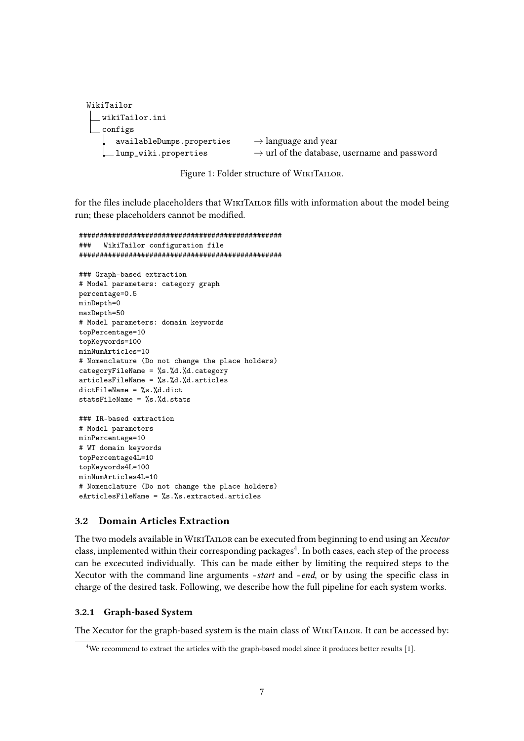```
WikiTailor
├── wikiTailor.ini
└── configs
    ├── availableDumps.properties      → language and year
    └── lump_wiki.properties           → url of the database, username and password
```

Figure 1: Folder structure of WikiTailor.

for the files include placeholders that WikiTailor fills with information about the model being run; these placeholders cannot be modified.

```
################################################
###   WikiTailor configuration file
################################################

### Graph-based extraction
# Model parameters: category graph
percentage=0.5
minDepth=0
maxDepth=50
# Model parameters: domain keywords
topPercentage=10
topKeywords=100
minNumArticles=10
# Nomenclature (Do not change the place holders)
categoryFileName = %s.%d.%d.category
articlesFileName = %s.%d.%d.articles
dictFileName = %s.%d.dict
statsFileName = %s.%d.stats

### IR-based extraction
# Model parameters
minPercentage=10
# WT domain keywords
topPercentage4L=10
topKeywords4L=100
minNumArticles4L=10
# Nomenclature (Do not change the place holders)
eArticlesFileName = %s.%s.extracted.articles
```

### 3.2 Domain Articles Extraction

The two models available in WikiTailor can be executed from beginning to end using an *Xecutor* class, implemented within their corresponding packages[4]. In both cases, each step of the process can be excecuted individually. This can be made either by limiting the required steps to the Xecutor with the command line arguments *-start* and *-end*, or by using the specific class in charge of the desired task. Following, we describe how the full pipeline for each system works.

#### 3.2.1 Graph-based System

The Xecutor for the graph-based system is the main class of WikiTailor. It can be accessed by:

[4] We recommend to extract the articles with the graph-based model since it produces better results [1].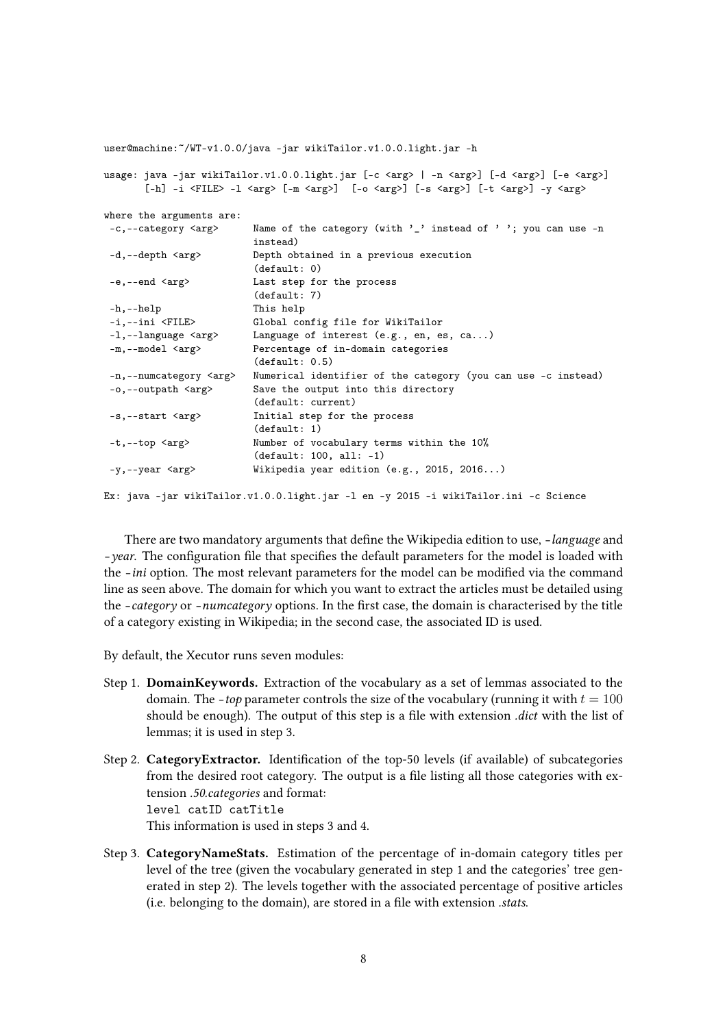```
user@machine:~/WT-v1.0.0/java -jar wikiTailor.v1.0.0.light.jar -h

usage: java -jar wikiTailor.v1.0.0.light.jar [-c <arg> | -n <arg>] [-d <arg>] [-e <arg>]
       [-h] -i <FILE> -l <arg> [-m <arg>]  [-o <arg>] [-s <arg>] [-t <arg>] -y <arg>

where the arguments are:
 -c,--category <arg>      Name of the category (with '_' instead of ' '; you can use -n
                          instead)
 -d,--depth <arg>         Depth obtained in a previous execution
                          (default: 0)
 -e,--end <arg>           Last step for the process
                          (default: 7)
 -h,--help                This help
 -i,--ini <FILE>          Global config file for WikiTailor
 -l,--language <arg>      Language of interest (e.g., en, es, ca...)
 -m,--model <arg>         Percentage of in-domain categories
                          (default: 0.5)
 -n,--numcategory <arg>   Numerical identifier of the category (you can use -c instead)
 -o,--outpath <arg>       Save the output into this directory
                          (default: current)
 -s,--start <arg>         Initial step for the process
                          (default: 1)
 -t,--top <arg>           Number of vocabulary terms within the 10%
                          (default: 100, all: -1)
 -y,--year <arg>          Wikipedia year edition (e.g., 2015, 2016...)

Ex: java -jar wikiTailor.v1.0.0.light.jar -l en -y 2015 -i wikiTailor.ini -c Science
```

There are two mandatory arguments that define the Wikipedia edition to use, *-language* and *-year*. The configuration file that specifies the default parameters for the model is loaded with the *-ini* option. The most relevant parameters for the model can be modified via the command line as seen above. The domain for which you want to extract the articles must be detailed using the *-category* or *-numcategory* options. In the first case, the domain is characterised by the title of a category existing in Wikipedia; in the second case, the associated ID is used.

By default, the Xecutor runs seven modules:

Step 1. **DomainKeywords.** Extraction of the vocabulary as a set of lemmas associated to the domain. The *-top* parameter controls the size of the vocabulary (running it with $t = 100$ should be enough). The output of this step is a file with extension *.dict* with the list of lemmas; it is used in step 3.

Step 2. **CategoryExtractor.** Identification of the top-50 levels (if available) of subcategories from the desired root category. The output is a file listing all those categories with extension *.50.categories* and format:
`level catID catTitle`
This information is used in steps 3 and 4.

Step 3. **CategoryNameStats.** Estimation of the percentage of in-domain category titles per level of the tree (given the vocabulary generated in step 1 and the categories' tree generated in step 2). The levels together with the associated percentage of positive articles (i.e. belonging to the domain), are stored in a file with extension *.stats*.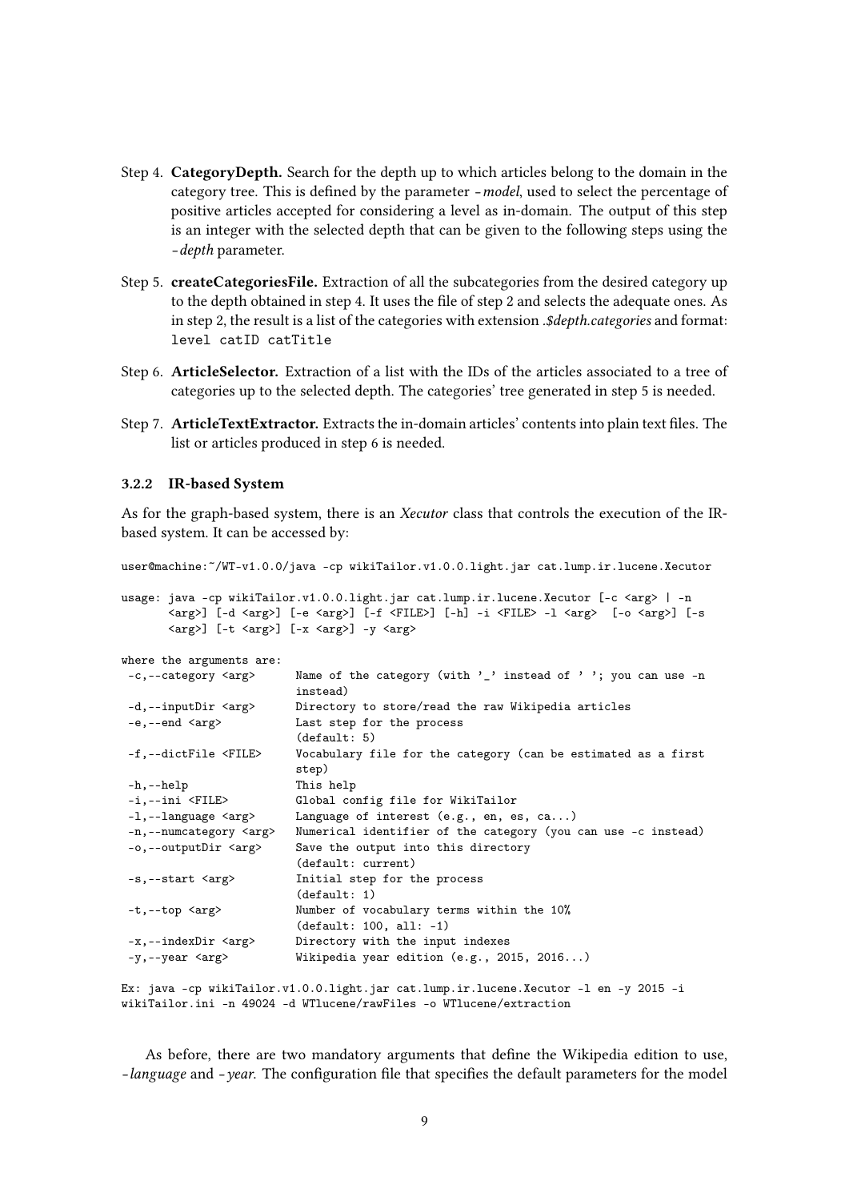Step 4. **CategoryDepth.** Search for the depth up to which articles belong to the domain in the category tree. This is defined by the parameter *-model*, used to select the percentage of positive articles accepted for considering a level as in-domain. The output of this step is an integer with the selected depth that can be given to the following steps using the *-depth* parameter.

Step 5. **createCategoriesFile.** Extraction of all the subcategories from the desired category up to the depth obtained in step 4. It uses the file of step 2 and selects the adequate ones. As in step 2, the result is a list of the categories with extension *.$depth.categories* and format: `level catID catTitle`

Step 6. **ArticleSelector.** Extraction of a list with the IDs of the articles associated to a tree of categories up to the selected depth. The categories' tree generated in step 5 is needed.

Step 7. **ArticleTextExtractor.** Extracts the in-domain articles' contents into plain text files. The list or articles produced in step 6 is needed.

### 3.2.2 IR-based System

As for the graph-based system, there is an *Xecutor* class that controls the execution of the IR-based system. It can be accessed by:

```
user@machine:~/WT-v1.0.0/java -cp wikiTailor.v1.0.0.light.jar cat.lump.ir.lucene.Xecutor

usage: java -cp wikiTailor.v1.0.0.light.jar cat.lump.ir.lucene.Xecutor [-c <arg> | -n
       <arg>] [-d <arg>] [-e <arg>] [-f <FILE>] [-h] -i <FILE> -l <arg>  [-o <arg>] [-s
       <arg>] [-t <arg>] [-x <arg>] -y <arg>

where the arguments are:
 -c,--category <arg>      Name of the category (with '_' instead of ' '; you can use -n
                          instead)
 -d,--inputDir <arg>      Directory to store/read the raw Wikipedia articles
 -e,--end <arg>           Last step for the process
                          (default: 5)
 -f,--dictFile <FILE>     Vocabulary file for the category (can be estimated as a first
                          step)
 -h,--help                This help
 -i,--ini <FILE>          Global config file for WikiTailor
 -l,--language <arg>      Language of interest (e.g., en, es, ca...)
 -n,--numcategory <arg>   Numerical identifier of the category (you can use -c instead)
 -o,--outputDir <arg>     Save the output into this directory
                          (default: current)
 -s,--start <arg>         Initial step for the process
                          (default: 1)
 -t,--top <arg>           Number of vocabulary terms within the 10%
                          (default: 100, all: -1)
 -x,--indexDir <arg>      Directory with the input indexes
 -y,--year <arg>          Wikipedia year edition (e.g., 2015, 2016...)

Ex: java -cp wikiTailor.v1.0.0.light.jar cat.lump.ir.lucene.Xecutor -l en -y 2015 -i
wikiTailor.ini -n 49024 -d WTlucene/rawFiles -o WTlucene/extraction
```

As before, there are two mandatory arguments that define the Wikipedia edition to use, *-language* and *-year*. The configuration file that specifies the default parameters for the model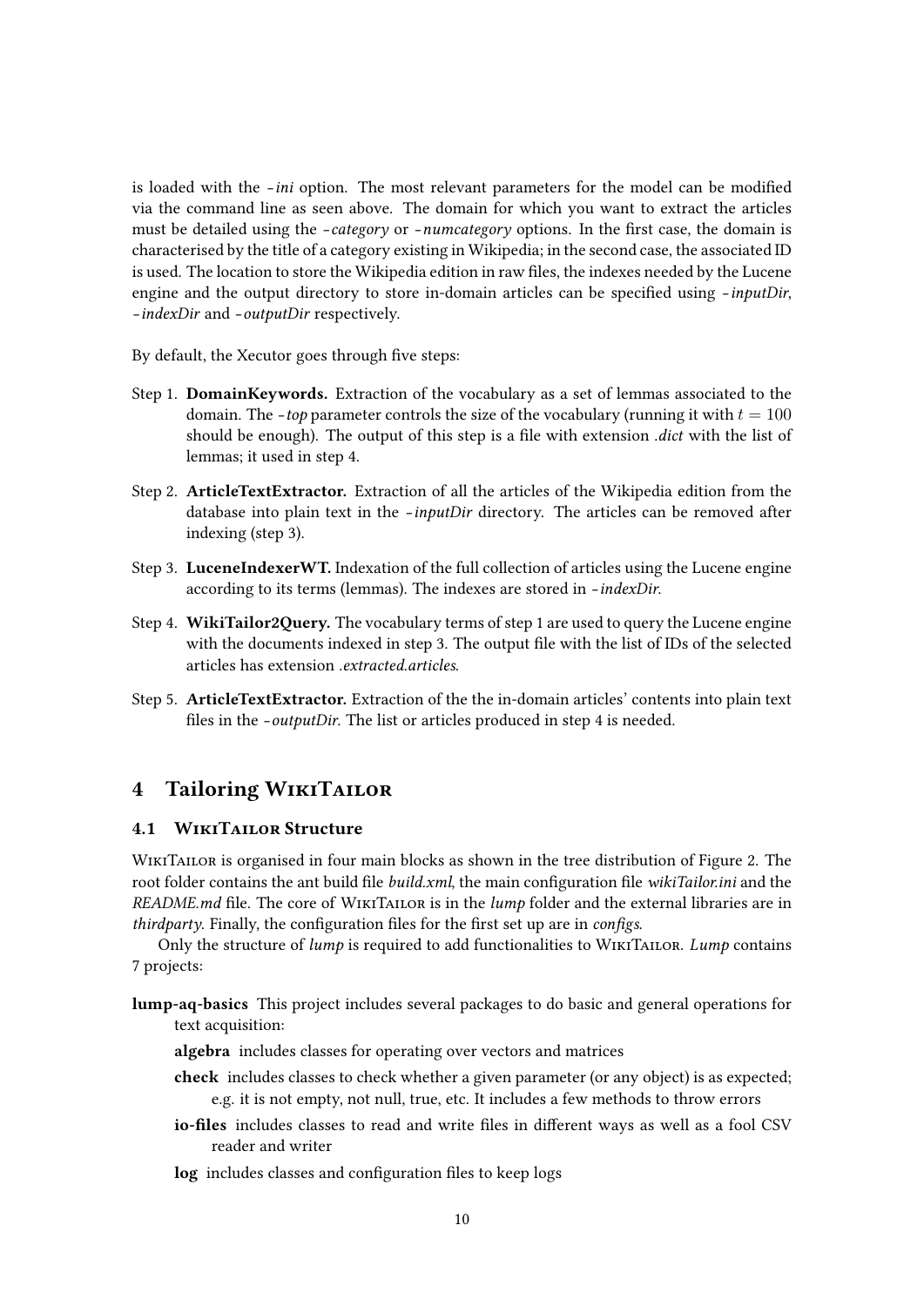is loaded with the *-ini* option. The most relevant parameters for the model can be modified via the command line as seen above. The domain for which you want to extract the articles must be detailed using the *-category* or *-numcategory* options. In the first case, the domain is characterised by the title of a category existing in Wikipedia; in the second case, the associated ID is used. The location to store the Wikipedia edition in raw files, the indexes needed by the Lucene engine and the output directory to store in-domain articles can be specified using *-inputDir*, *-indexDir* and *-outputDir* respectively.

By default, the Xecutor goes through five steps:

Step 1. **DomainKeywords.** Extraction of the vocabulary as a set of lemmas associated to the domain. The *-top* parameter controls the size of the vocabulary (running it with $t = 100$ should be enough). The output of this step is a file with extension *.dict* with the list of lemmas; it used in step 4.

Step 2. **ArticleTextExtractor.** Extraction of all the articles of the Wikipedia edition from the database into plain text in the *-inputDir* directory. The articles can be removed after indexing (step 3).

Step 3. **LuceneIndexerWT.** Indexation of the full collection of articles using the Lucene engine according to its terms (lemmas). The indexes are stored in *-indexDir*.

Step 4. **WikiTailor2Query.** The vocabulary terms of step 1 are used to query the Lucene engine with the documents indexed in step 3. The output file with the list of IDs of the selected articles has extension *.extracted.articles*.

Step 5. **ArticleTextExtractor.** Extraction of the the in-domain articles' contents into plain text files in the *-outputDir*. The list or articles produced in step 4 is needed.

## 4 Tailoring WikiTailor

### 4.1 WikiTailor Structure

WikiTailor is organised in four main blocks as shown in the tree distribution of Figure 2. The root folder contains the ant build file *build.xml*, the main configuration file *wikiTailor.ini* and the *README.md* file. The core of WikiTailor is in the *lump* folder and the external libraries are in *thirdparty*. Finally, the configuration files for the first set up are in *configs*.

Only the structure of *lump* is required to add functionalities to WikiTailor. *Lump* contains 7 projects:

**lump-aq-basics** This project includes several packages to do basic and general operations for text acquisition:

- **algebra** includes classes for operating over vectors and matrices
- **check** includes classes to check whether a given parameter (or any object) is as expected; e.g. it is not empty, not null, true, etc. It includes a few methods to throw errors
- **io-files** includes classes to read and write files in different ways as well as a fool CSV reader and writer
- **log** includes classes and configuration files to keep logs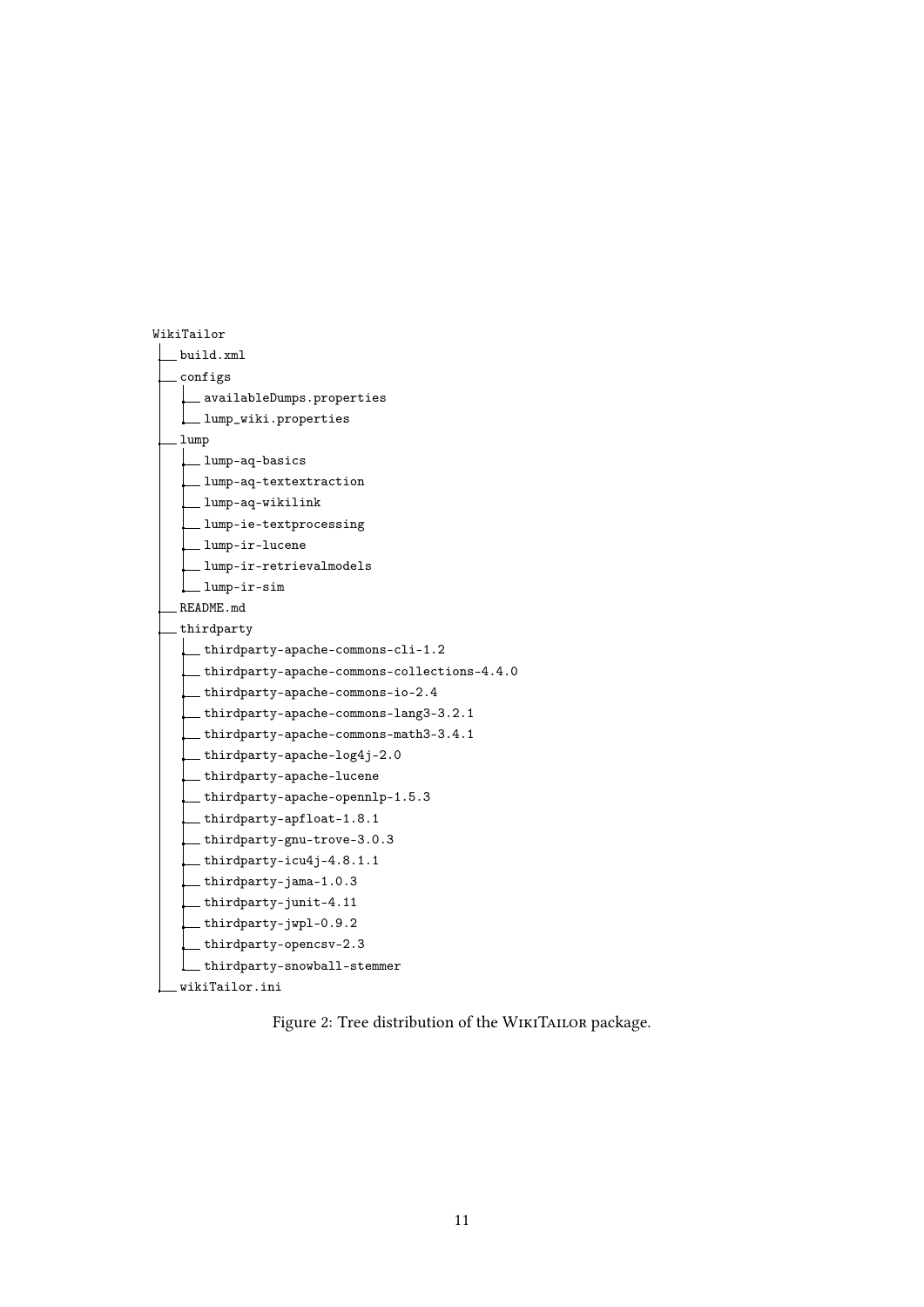```
WikiTailor
├── build.xml
├── configs
│   ├── availableDumps.properties
│   └── lump_wiki.properties
├── lump
│   ├── lump-aq-basics
│   ├── lump-aq-textextraction
│   ├── lump-aq-wikilink
│   ├── lump-ie-textprocessing
│   ├── lump-ir-lucene
│   ├── lump-ir-retrievalmodels
│   └── lump-ir-sim
├── README.md
├── thirdparty
│   ├── thirdparty-apache-commons-cli-1.2
│   ├── thirdparty-apache-commons-collections-4.4.0
│   ├── thirdparty-apache-commons-io-2.4
│   ├── thirdparty-apache-commons-lang3-3.2.1
│   ├── thirdparty-apache-commons-math3-3.4.1
│   ├── thirdparty-apache-log4j-2.0
│   ├── thirdparty-apache-lucene
│   ├── thirdparty-apache-opennlp-1.5.3
│   ├── thirdparty-apfloat-1.8.1
│   ├── thirdparty-gnu-trove-3.0.3
│   ├── thirdparty-icu4j-4.8.1.1
│   ├── thirdparty-jama-1.0.3
│   ├── thirdparty-junit-4.11
│   ├── thirdparty-jwpl-0.9.2
│   ├── thirdparty-opencsv-2.3
│   └── thirdparty-snowball-stemmer
└── wikiTailor.ini
```

Figure 2: Tree distribution of the WikiTailor package.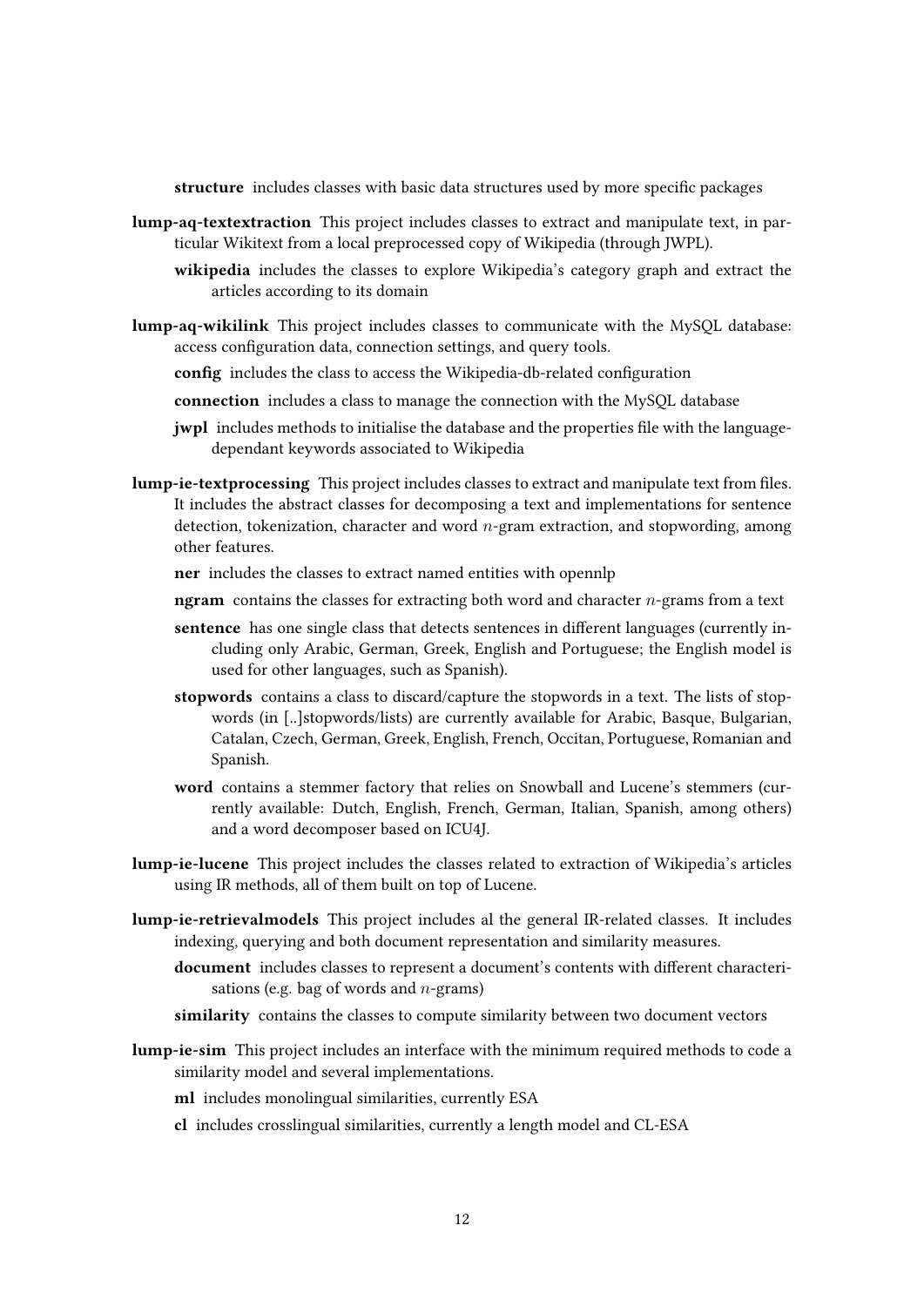**structure** includes classes with basic data structures used by more specific packages

**lump-aq-textextraction** This project includes classes to extract and manipulate text, in particular Wikitext from a local preprocessed copy of Wikipedia (through JWPL).

- **wikipedia** includes the classes to explore Wikipedia's category graph and extract the articles according to its domain

**lump-aq-wikilink** This project includes classes to communicate with the MySQL database: access configuration data, connection settings, and query tools.

- **config** includes the class to access the Wikipedia-db-related configuration
- **connection** includes a class to manage the connection with the MySQL database
- **jwpl** includes methods to initialise the database and the properties file with the language-dependant keywords associated to Wikipedia

**lump-ie-textprocessing** This project includes classes to extract and manipulate text from files. It includes the abstract classes for decomposing a text and implementations for sentence detection, tokenization, character and word $n$-gram extraction, and stopwording, among other features.

- **ner** includes the classes to extract named entities with opennlp
- **ngram** contains the classes for extracting both word and character $n$-grams from a text
- **sentence** has one single class that detects sentences in different languages (currently including only Arabic, German, Greek, English and Portuguese; the English model is used for other languages, such as Spanish).
- **stopwords** contains a class to discard/capture the stopwords in a text. The lists of stopwords (in [..]stopwords/lists) are currently available for Arabic, Basque, Bulgarian, Catalan, Czech, German, Greek, English, French, Occitan, Portuguese, Romanian and Spanish.
- **word** contains a stemmer factory that relies on Snowball and Lucene's stemmers (currently available: Dutch, English, French, German, Italian, Spanish, among others) and a word decomposer based on ICU4J.

**lump-ie-lucene** This project includes the classes related to extraction of Wikipedia's articles using IR methods, all of them built on top of Lucene.

**lump-ie-retrievalmodels** This project includes al the general IR-related classes. It includes indexing, querying and both document representation and similarity measures.

- **document** includes classes to represent a document's contents with different characterisations (e.g. bag of words and $n$-grams)
- **similarity** contains the classes to compute similarity between two document vectors

**lump-ie-sim** This project includes an interface with the minimum required methods to code a similarity model and several implementations.

- **ml** includes monolingual similarities, currently ESA
- **cl** includes crosslingual similarities, currently a length model and CL-ESA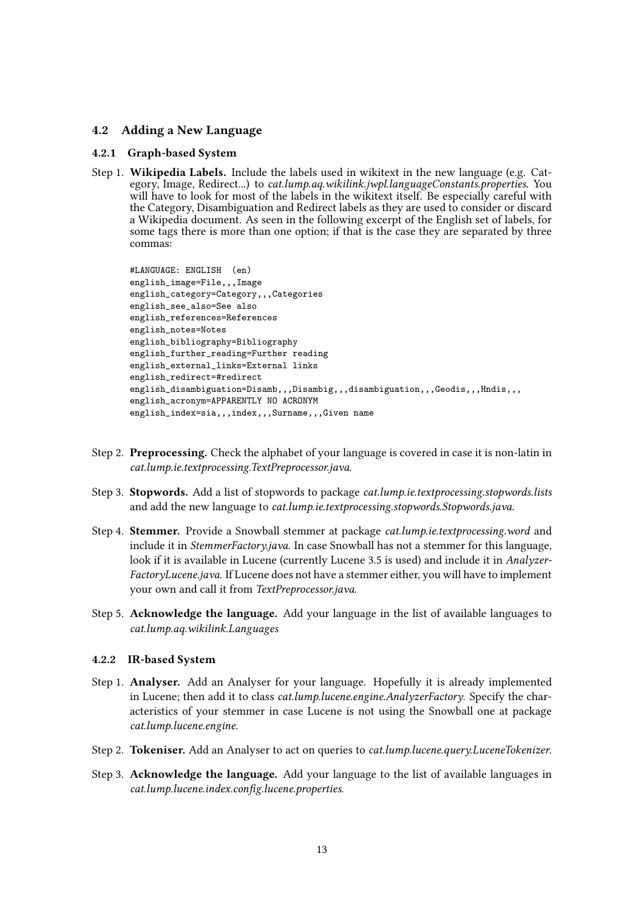### 4.2 Adding a New Language

#### 4.2.1 Graph-based System

Step 1. **Wikipedia Labels.** Include the labels used in wikitext in the new language (e.g. Category, Image, Redirect...) to *cat.lump.aq.wikilink.jwpl.languageConstants.properties*. You will have to look for most of the labels in the wikitext itself. Be especially careful with the Category, Disambiguation and Redirect labels as they are used to consider or discard a Wikipedia document. As seen in the following excerpt of the English set of labels, for some tags there is more than one option; if that is the case they are separated by three commas:

```
#LANGUAGE: ENGLISH  (en)
english_image=File,,,Image
english_category=Category,,,Categories
english_see_also=See also
english_references=References
english_notes=Notes
english_bibliography=Bibliography
english_further_reading=Further reading
english_external_links=External links
english_redirect=#redirect
english_disambiguation=Disamb,,,Disambig,,,disambiguation,,,Geodis,,,Hndis,,,
english_acronym=APPARENTLY NO ACRONYM
english_index=sia,,,index,,,Surname,,,Given name
```

Step 2. **Preprocessing.** Check the alphabet of your language is covered in case it is non-latin in *cat.lump.ie.textprocessing.TextPreprocessor.java*.

Step 3. **Stopwords.** Add a list of stopwords to package *cat.lump.ie.textprocessing.stopwords.lists* and add the new language to *cat.lump.ie.textprocessing.stopwords.Stopwords.java*.

Step 4. **Stemmer.** Provide a Snowball stemmer at package *cat.lump.ie.textprocessing.word* and include it in *StemmerFactory.java*. In case Snowball has not a stemmer for this language, look if it is available in Lucene (currently Lucene 3.5 is used) and include it in *AnalyzerFactoryLucene.java*. If Lucene does not have a stemmer either, you will have to implement your own and call it from *TextPreprocessor.java*.

Step 5. **Acknowledge the language.** Add your language in the list of available languages to *cat.lump.aq.wikilink.Languages*

#### 4.2.2 IR-based System

Step 1. **Analyser.** Add an Analyser for your language. Hopefully it is already implemented in Lucene; then add it to class *cat.lump.lucene.engine.AnalyzerFactory*. Specify the characteristics of your stemmer in case Lucene is not using the Snowball one at package *cat.lump.lucene.engine*.

Step 2. **Tokeniser.** Add an Analyser to act on queries to *cat.lump.lucene.query.LuceneTokenizer*.

Step 3. **Acknowledge the language.** Add your language to the list of available languages in *cat.lump.lucene.index.config.lucene.properties*.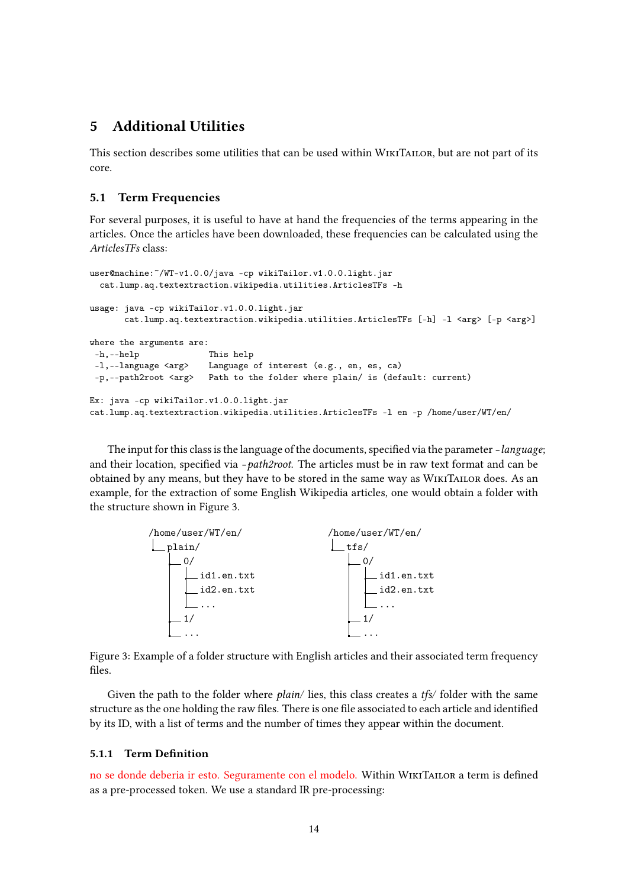## 5 Additional Utilities

This section describes some utilities that can be used within WikiTailor, but are not part of its core.

### 5.1 Term Frequencies

For several purposes, it is useful to have at hand the frequencies of the terms appearing in the articles. Once the articles have been downloaded, these frequencies can be calculated using the *ArticlesTFs* class:

```
user@machine:~/WT-v1.0.0/java -cp wikiTailor.v1.0.0.light.jar
  cat.lump.aq.textextraction.wikipedia.utilities.ArticlesTFs -h

usage: java -cp wikiTailor.v1.0.0.light.jar
       cat.lump.aq.textextraction.wikipedia.utilities.ArticlesTFs [-h] -l <arg> [-p <arg>]

where the arguments are:
 -h,--help              This help
 -l,--language <arg>    Language of interest (e.g., en, es, ca)
 -p,--path2root <arg>   Path to the folder where plain/ is (default: current)

Ex: java -cp wikiTailor.v1.0.0.light.jar
cat.lump.aq.textextraction.wikipedia.utilities.ArticlesTFs -l en -p /home/user/WT/en/
```

The input for this class is the language of the documents, specified via the parameter *-language*; and their location, specified via *-path2root*. The articles must be in raw text format and can be obtained by any means, but they have to be stored in the same way as WikiTailor does. As an example, for the extraction of some English Wikipedia articles, one would obtain a folder with the structure shown in Figure 3.

```
/home/user/WT/en/                  /home/user/WT/en/
└─plain/                           └─tfs/
   ├─0/                               ├─0/
   │  ├─id1.en.txt                    │  ├─id1.en.txt
   │  ├─id2.en.txt                    │  ├─id2.en.txt
   │  └─...                           │  └─...
   ├─1/                               ├─1/
   └─...                              └─...
```

Figure 3: Example of a folder structure with English articles and their associated term frequency files.

Given the path to the folder where *plain/* lies, this class creates a *tfs/* folder with the same structure as the one holding the raw files. There is one file associated to each article and identified by its ID, with a list of terms and the number of times they appear within the document.

#### 5.1.1 Term Definition

no se donde deberia ir esto. Seguramente con el modelo. Within WikiTailor a term is defined as a pre-processed token. We use a standard IR pre-processing: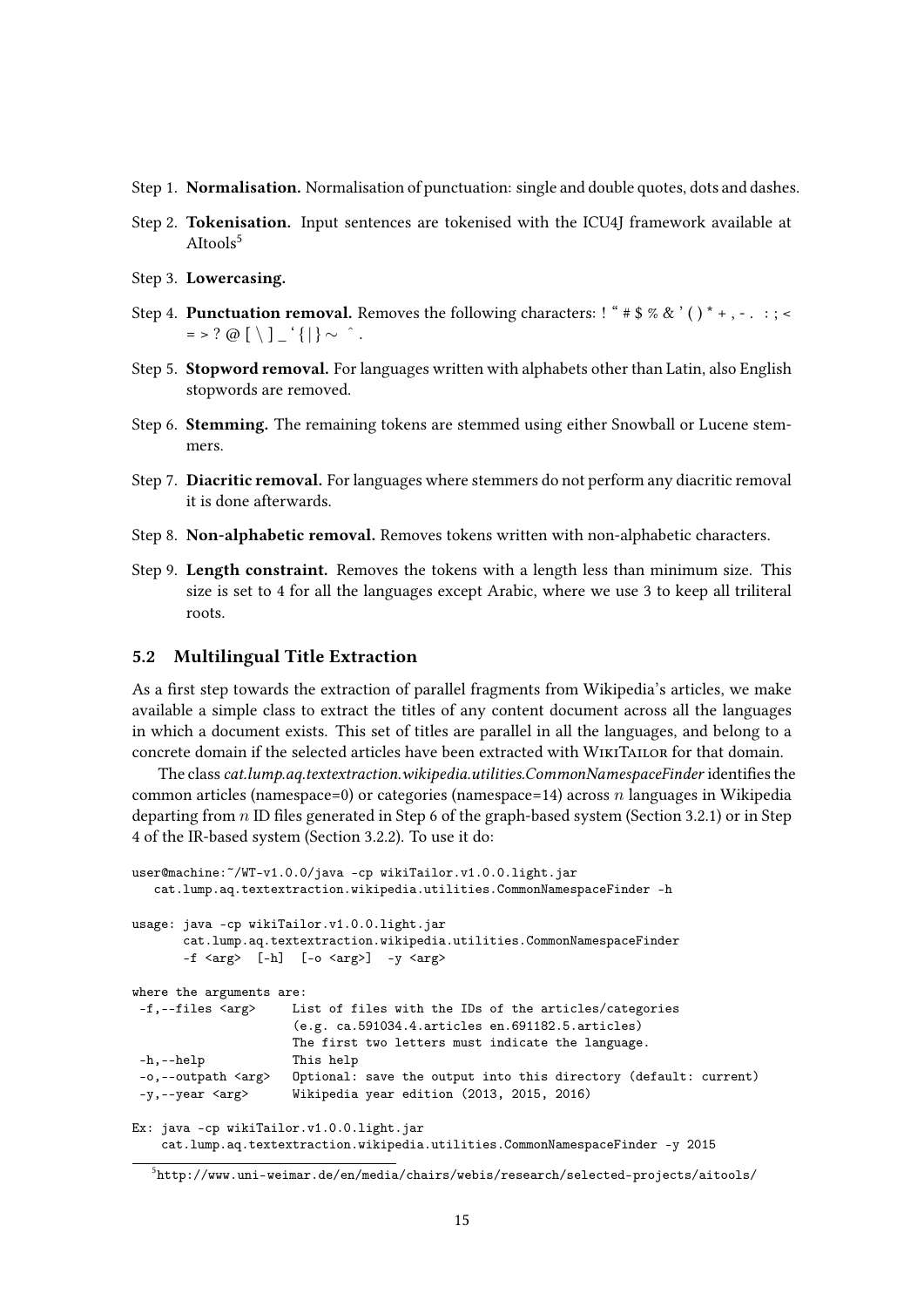Step 1. **Normalisation.** Normalisation of punctuation: single and double quotes, dots and dashes.

Step 2. **Tokenisation.** Input sentences are tokenised with the ICU4J framework available at AItools[5]

Step 3. **Lowercasing.**

Step 4. **Punctuation removal.** Removes the following characters: ! " # $ % & ' ( ) * + , - . : ; < = > ? @ [ \ ] _ ' { | } ~ ˆ .

Step 5. **Stopword removal.** For languages written with alphabets other than Latin, also English stopwords are removed.

Step 6. **Stemming.** The remaining tokens are stemmed using either Snowball or Lucene stemmers.

Step 7. **Diacritic removal.** For languages where stemmers do not perform any diacritic removal it is done afterwards.

Step 8. **Non-alphabetic removal.** Removes tokens written with non-alphabetic characters.

Step 9. **Length constraint.** Removes the tokens with a length less than minimum size. This size is set to 4 for all the languages except Arabic, where we use 3 to keep all triliteral roots.

### 5.2 Multilingual Title Extraction

As a first step towards the extraction of parallel fragments from Wikipedia's articles, we make available a simple class to extract the titles of any content document across all the languages in which a document exists. This set of titles are parallel in all the languages, and belong to a concrete domain if the selected articles have been extracted with WikiTailor for that domain.

The class *cat.lump.aq.textextraction.wikipedia.utilities.CommonNamespaceFinder* identifies the common articles (namespace=0) or categories (namespace=14) across $n$ languages in Wikipedia departing from $n$ ID files generated in Step 6 of the graph-based system (Section 3.2.1) or in Step 4 of the IR-based system (Section 3.2.2). To use it do:

```
user@machine:~/WT-v1.0.0/java -cp wikiTailor.v1.0.0.light.jar
   cat.lump.aq.textextraction.wikipedia.utilities.CommonNamespaceFinder -h

usage: java -cp wikiTailor.v1.0.0.light.jar
       cat.lump.aq.textextraction.wikipedia.utilities.CommonNamespaceFinder
       -f <arg>  [-h]  [-o <arg>]  -y <arg>

where the arguments are:
 -f,--files <arg>     List of files with the IDs of the articles/categories
                      (e.g. ca.591034.4.articles en.691182.5.articles)
                      The first two letters must indicate the language.
 -h,--help            This help
 -o,--outpath <arg>   Optional: save the output into this directory (default: current)
 -y,--year <arg>      Wikipedia year edition (2013, 2015, 2016)

Ex: java -cp wikiTailor.v1.0.0.light.jar
    cat.lump.aq.textextraction.wikipedia.utilities.CommonNamespaceFinder -y 2015
```

[5] http://www.uni-weimar.de/en/media/chairs/webis/research/selected-projects/aitools/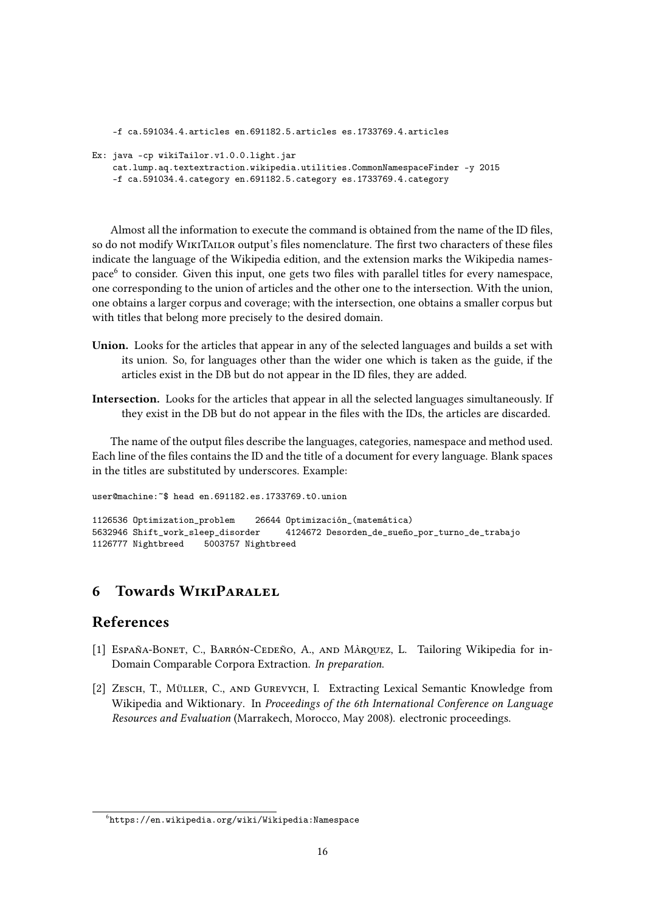```
    -f ca.591034.4.articles en.691182.5.articles es.1733769.4.articles

Ex: java -cp wikiTailor.v1.0.0.light.jar
    cat.lump.aq.textextraction.wikipedia.utilities.CommonNamespaceFinder -y 2015
    -f ca.591034.4.category en.691182.5.category es.1733769.4.category
```

Almost all the information to execute the command is obtained from the name of the ID files, so do not modify WikiTailor output's files nomenclature. The first two characters of these files indicate the language of the Wikipedia edition, and the extension marks the Wikipedia namespace[6] to consider. Given this input, one gets two files with parallel titles for every namespace, one corresponding to the union of articles and the other one to the intersection. With the union, one obtains a larger corpus and coverage; with the intersection, one obtains a smaller corpus but with titles that belong more precisely to the desired domain.

**Union.** Looks for the articles that appear in any of the selected languages and builds a set with its union. So, for languages other than the wider one which is taken as the guide, if the articles exist in the DB but do not appear in the ID files, they are added.

**Intersection.** Looks for the articles that appear in all the selected languages simultaneously. If they exist in the DB but do not appear in the files with the IDs, the articles are discarded.

The name of the output files describe the languages, categories, namespace and method used. Each line of the files contains the ID and the title of a document for every language. Blank spaces in the titles are substituted by underscores. Example:

```
user@machine:~$ head en.691182.es.1733769.t0.union

1126536 Optimization_problem    26644 Optimización_(matemática)
5632946 Shift_work_sleep_disorder     4124672 Desorden_de_sueño_por_turno_de_trabajo
1126777 Nightbreed    5003757 Nightbreed
```

## 6 Towards WikiParalel

## References

[1] España-Bonet, C., Barrón-Cedeño, A., and Màrquez, L. Tailoring Wikipedia for in-Domain Comparable Corpora Extraction. *In preparation*.

[2] Zesch, T., Müller, C., and Gurevych, I. Extracting Lexical Semantic Knowledge from Wikipedia and Wiktionary. In *Proceedings of the 6th International Conference on Language Resources and Evaluation* (Marrakech, Morocco, May 2008). electronic proceedings.

---

[6] https://en.wikipedia.org/wiki/Wikipedia:Namespace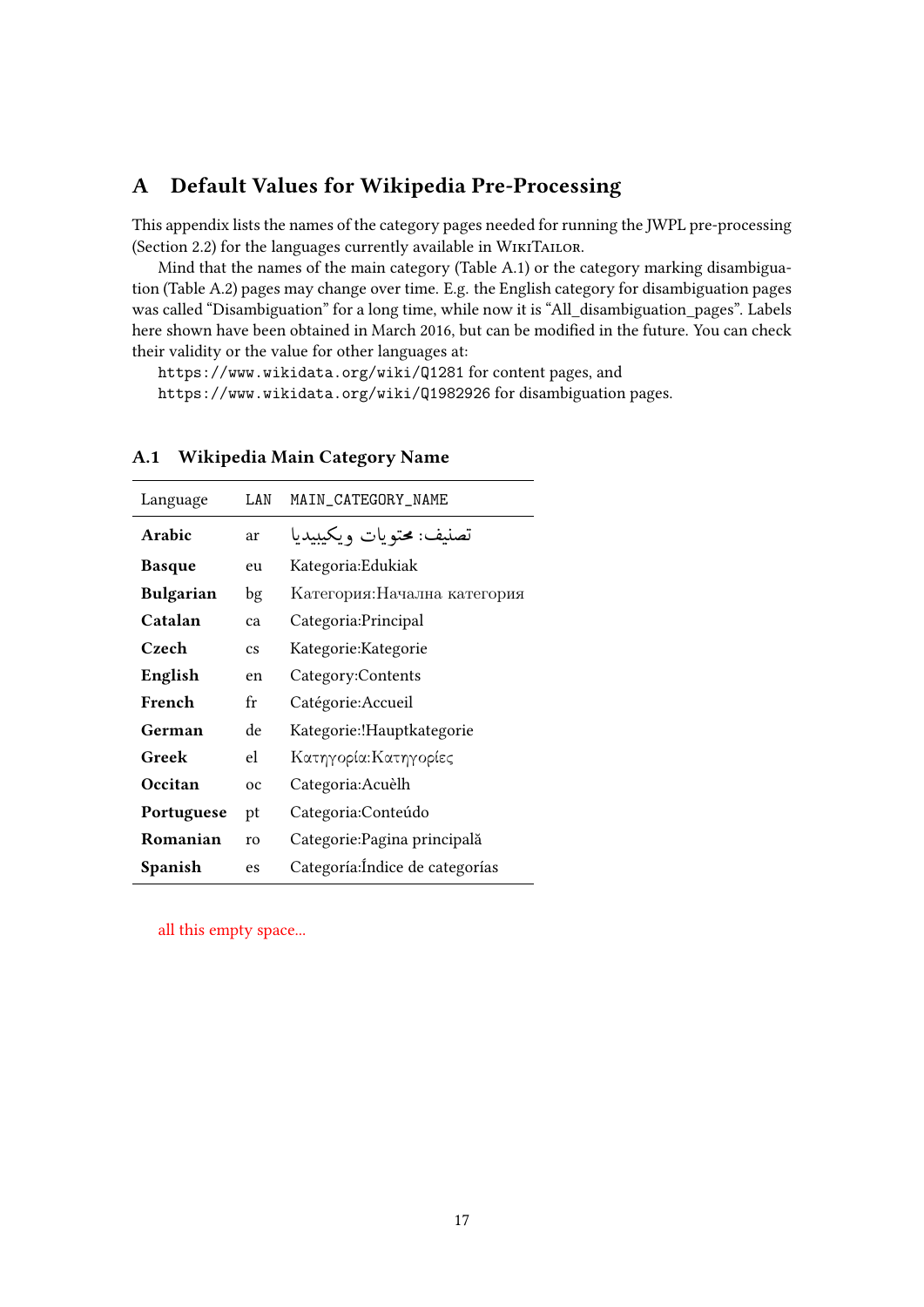# A Default Values for Wikipedia Pre-Processing

This appendix lists the names of the category pages needed for running the JWPL pre-processing (Section 2.2) for the languages currently available in WikiTailor.

Mind that the names of the main category (Table A.1) or the category marking disambiguation (Table A.2) pages may change over time. E.g. the English category for disambiguation pages was called "Disambiguation" for a long time, while now it is "All_disambiguation_pages". Labels here shown have been obtained in March 2016, but can be modified in the future. You can check their validity or the value for other languages at:

`https://www.wikidata.org/wiki/Q1281` for content pages, and
`https://www.wikidata.org/wiki/Q1982926` for disambiguation pages.

## A.1 Wikipedia Main Category Name

| Language | LAN | MAIN_CATEGORY_NAME |
|---|---|---|
| **Arabic** | ar | تصنيف: محتويات ويكيبيديا |
| **Basque** | eu | Kategoria:Edukiak |
| **Bulgarian** | bg | Категория:Начална категория |
| **Catalan** | ca | Categoria:Principal |
| **Czech** | cs | Kategorie:Kategorie |
| **English** | en | Category:Contents |
| **French** | fr | Catégorie:Accueil |
| **German** | de | Kategorie:!Hauptkategorie |
| **Greek** | el | Κατηγορία:Κατηγορίες |
| **Occitan** | oc | Categoria:Acuèlh |
| **Portuguese** | pt | Categoria:Conteúdo |
| **Romanian** | ro | Categorie:Pagina principală |
| **Spanish** | es | Categoría:Índice de categorías |

all this empty space...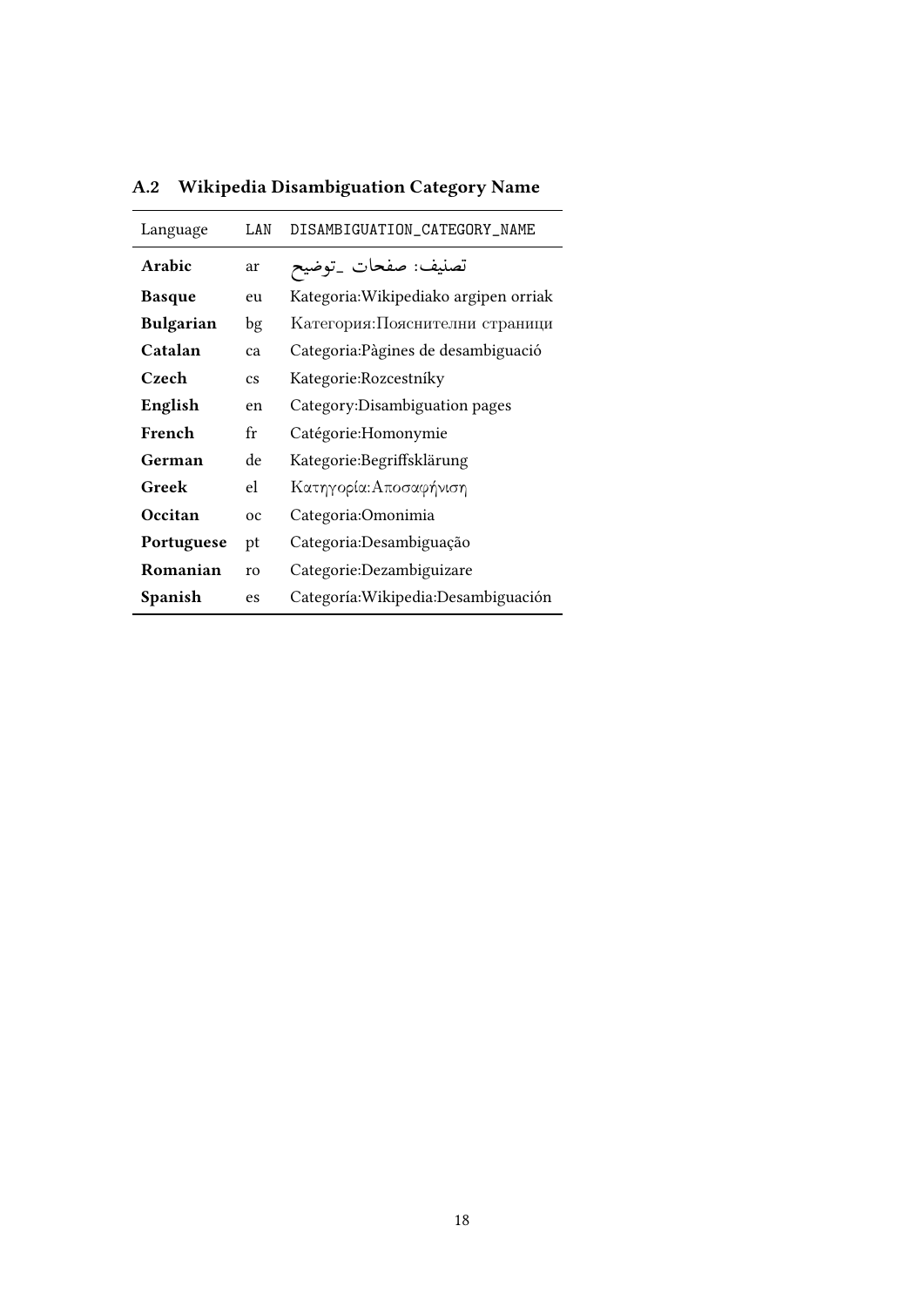### A.2 Wikipedia Disambiguation Category Name

| Language | LAN | DISAMBIGUATION_CATEGORY_NAME |
|---|---|---|
| **Arabic** | ar | تصنيف: صفحات_توضيح |
| **Basque** | eu | Kategoria:Wikipediako argipen orriak |
| **Bulgarian** | bg | Категория:Пояснителни страници |
| **Catalan** | ca | Categoria:Pàgines de desambiguació |
| **Czech** | cs | Kategorie:Rozcestníky |
| **English** | en | Category:Disambiguation pages |
| **French** | fr | Catégorie:Homonymie |
| **German** | de | Kategorie:Begriffsklärung |
| **Greek** | el | Κατηγορία:Αποσαφήνιση |
| **Occitan** | oc | Categoria:Omonimia |
| **Portuguese** | pt | Categoria:Desambiguação |
| **Romanian** | ro | Categorie:Dezambiguizare |
| **Spanish** | es | Categoría:Wikipedia:Desambiguación |